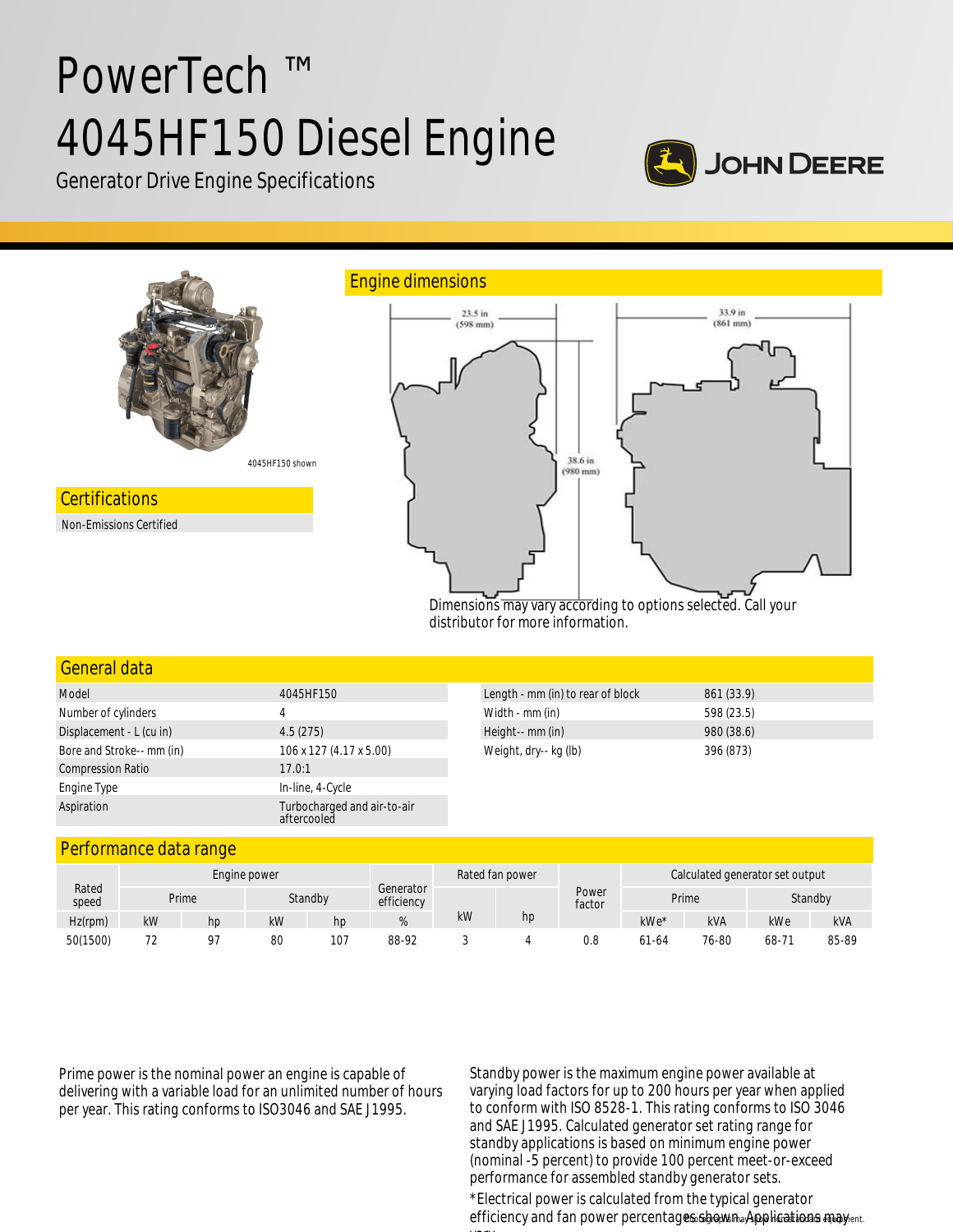# PowerTech ™ 4045HF150 Diesel Engine

Generator Drive Engine Specifications

4045HF150 shown

## Certifications

Non-Emissions Certified

## Engine dimensions

23.5 in (598 mm)

33.9 in (861 mm)

38.6 in (980 mm)

Dimensions may vary according to options selected. Call your distributor for more information.

## General data

| | |
|---|---|
| Model | 4045HF150 |
| Number of cylinders | 4 |
| Displacement - L (cu in) | 4.5 (275) |
| Bore and Stroke-- mm (in) | 106 x 127 (4.17 x 5.00) |
| Compression Ratio | 17.0:1 |
| Engine Type | In-line, 4-Cycle |
| Aspiration | Turbocharged and air-to-air aftercooled |

| | |
|---|---|
| Length - mm (in) to rear of block | 861 (33.9) |
| Width - mm (in) | 598 (23.5) |
| Height-- mm (in) | 980 (38.6) |
| Weight, dry-- kg (lb) | 396 (873) |

## Performance data range

| Rated speed | Engine power | | | | Generator efficiency | Rated fan power | | Power factor | Calculated generator set output | | | |
|---|---|---|---|---|---|---|---|---|---|---|---|---|
| | Prime | | Standby | | | | | | Prime | | Standby | |
| Hz(rpm) | kW | hp | kW | hp | % | kW | hp | | kWe* | kVA | kWe | kVA |
| 50(1500) | 72 | 97 | 80 | 107 | 88-92 | 3 | 4 | 0.8 | 61-64 | 76-80 | 68-71 | 85-89 |

Prime power is the nominal power an engine is capable of delivering with a variable load for an unlimited number of hours per year. This rating conforms to ISO3046 and SAE J1995.

Standby power is the maximum engine power available at varying load factors for up to 200 hours per year when applied to conform with ISO 8528-1. This rating conforms to ISO 3046 and SAE J1995. Calculated generator set rating range for standby applications is based on minimum engine power (nominal -5 percent) to provide 100 percent meet-or-exceed performance for assembled standby generator sets.

*Electrical power is calculated from the typical generator efficiency and fan power percentages shown. Applications may vary.

Photograph may show non-standard equipment.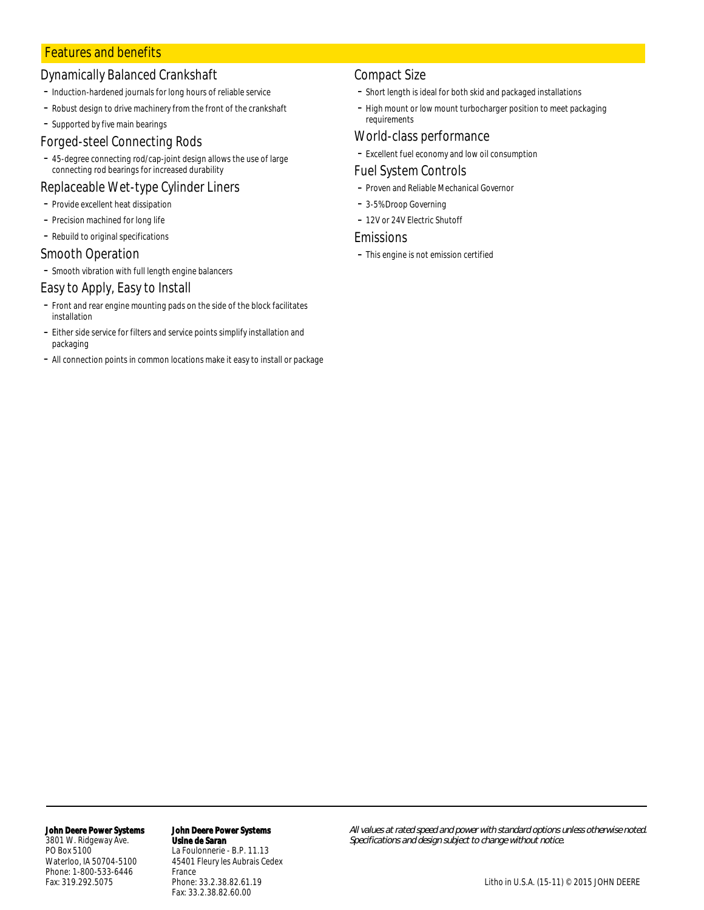## Features and benefits

### Dynamically Balanced Crankshaft

- Induction-hardened journals for long hours of reliable service
- Robust design to drive machinery from the front of the crankshaft
- Supported by five main bearings

### Forged-steel Connecting Rods

- 45-degree connecting rod/cap-joint design allows the use of large connecting rod bearings for increased durability

### Replaceable Wet-type Cylinder Liners

- Provide excellent heat dissipation
- Precision machined for long life
- Rebuild to original specifications

### Smooth Operation

- Smooth vibration with full length engine balancers

### Easy to Apply, Easy to Install

- Front and rear engine mounting pads on the side of the block facilitates installation
- Either side service for filters and service points simplify installation and packaging
- All connection points in common locations make it easy to install or package

### Compact Size

- Short length is ideal for both skid and packaged installations
- High mount or low mount turbocharger position to meet packaging requirements

### World-class performance

- Excellent fuel economy and low oil consumption

### Fuel System Controls

- Proven and Reliable Mechanical Governor
- 3-5% Droop Governing
- 12V or 24V Electric Shutoff

### Emissions

- This engine is not emission certified

---

**John Deere Power Systems**
3801 W. Ridgeway Ave.
PO Box 5100
Waterloo, IA 50704-5100
Phone: 1-800-533-6446
Fax: 319.292.5075

**John Deere Power Systems**
**Usine de Saran**
La Foulonnerie - B.P. 11.13
45401 Fleury les Aubrais Cedex
France
Phone: 33.2.38.82.61.19
Fax: 33.2.38.82.60.00

*All values at rated speed and power with standard options unless otherwise noted.*
*Specifications and design subject to change without notice.*

Litho in U.S.A. (15-11) © 2015 JOHN DEERE